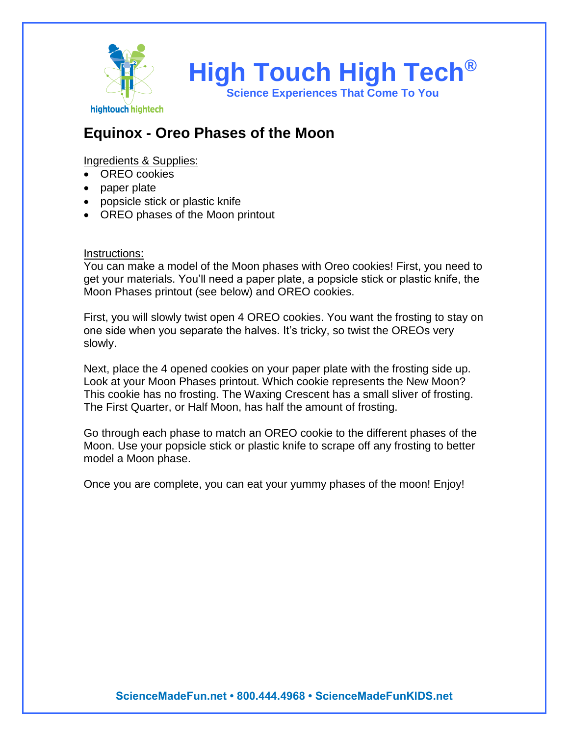# High Touch High Tech®

**Science Experiences That Come To You**

## Equinox - Oreo Phases of the Moon

Ingredients & Supplies:

- OREO cookies
- paper plate
- popsicle stick or plastic knife
- OREO phases of the Moon printout

Instructions:

You can make a model of the Moon phases with Oreo cookies! First, you need to get your materials. You'll need a paper plate, a popsicle stick or plastic knife, the Moon Phases printout (see below) and OREO cookies.

First, you will slowly twist open 4 OREO cookies. You want the frosting to stay on one side when you separate the halves. It's tricky, so twist the OREOs very slowly.

Next, place the 4 opened cookies on your paper plate with the frosting side up. Look at your Moon Phases printout. Which cookie represents the New Moon? This cookie has no frosting. The Waxing Crescent has a small sliver of frosting. The First Quarter, or Half Moon, has half the amount of frosting.

Go through each phase to match an OREO cookie to the different phases of the Moon. Use your popsicle stick or plastic knife to scrape off any frosting to better model a Moon phase.

Once you are complete, you can eat your yummy phases of the moon! Enjoy!

**ScienceMadeFun.net • 800.444.4968 • ScienceMadeFunKIDS.net**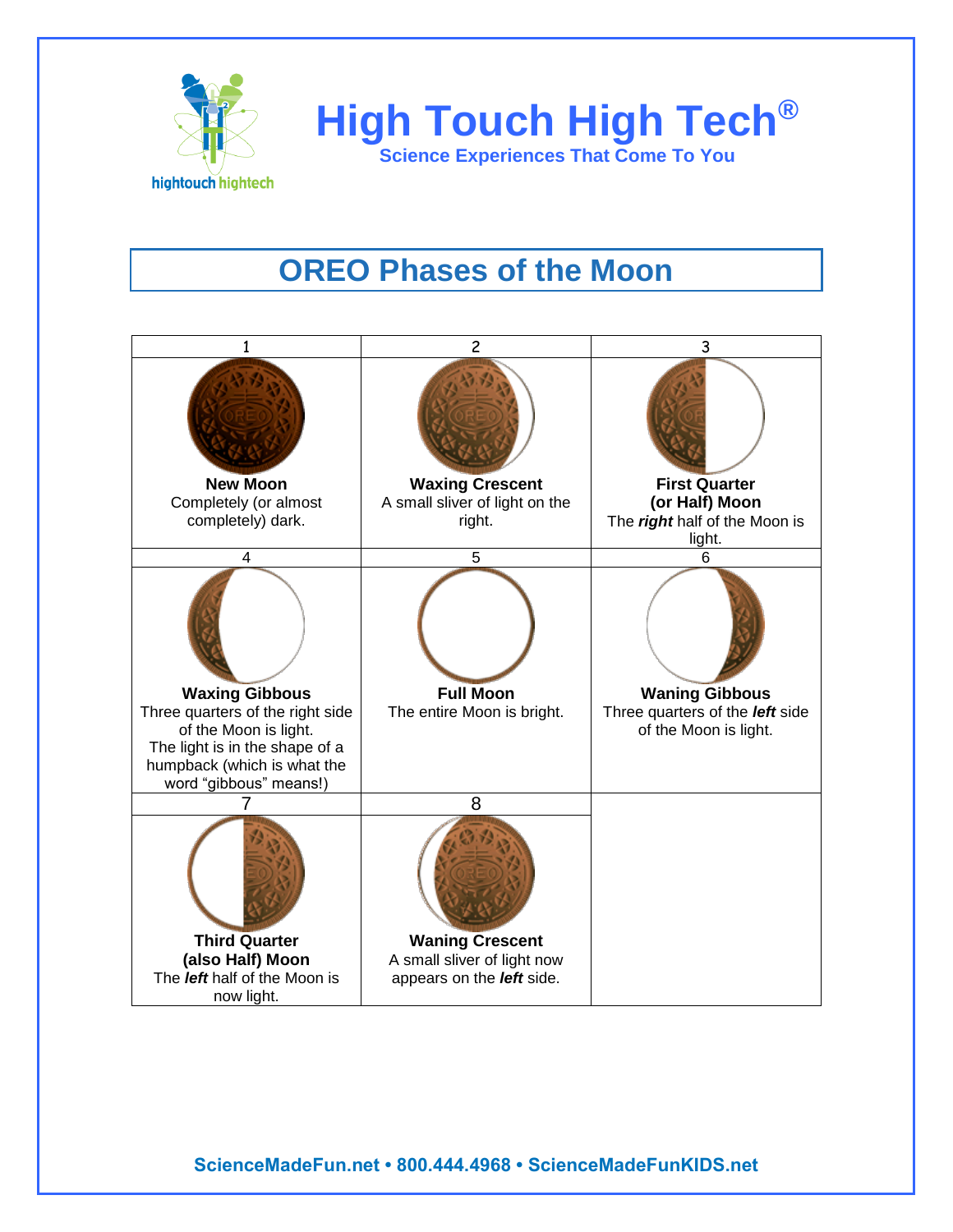# High Touch High Tech®

**Science Experiences That Come To You**

## OREO Phases of the Moon

| 1 | 2 | 3 |
|---|---|---|
| **New Moon**<br>Completely (or almost completely) dark. | **Waxing Crescent**<br>A small sliver of light on the right. | **First Quarter (or Half) Moon**<br>The ***right*** half of the Moon is light. |
| **4** | **5** | **6** |
| **Waxing Gibbous**<br>Three quarters of the right side of the Moon is light.<br>The light is in the shape of a humpback (which is what the word "gibbous" means!) | **Full Moon**<br>The entire Moon is bright. | **Waning Gibbous**<br>Three quarters of the ***left*** side of the Moon is light. |
| **7** | **8** | |
| **Third Quarter (also Half) Moon**<br>The ***left*** half of the Moon is now light. | **Waning Crescent**<br>A small sliver of light now appears on the ***left*** side. | |

ScienceMadeFun.net • 800.444.4968 • ScienceMadeFunKIDS.net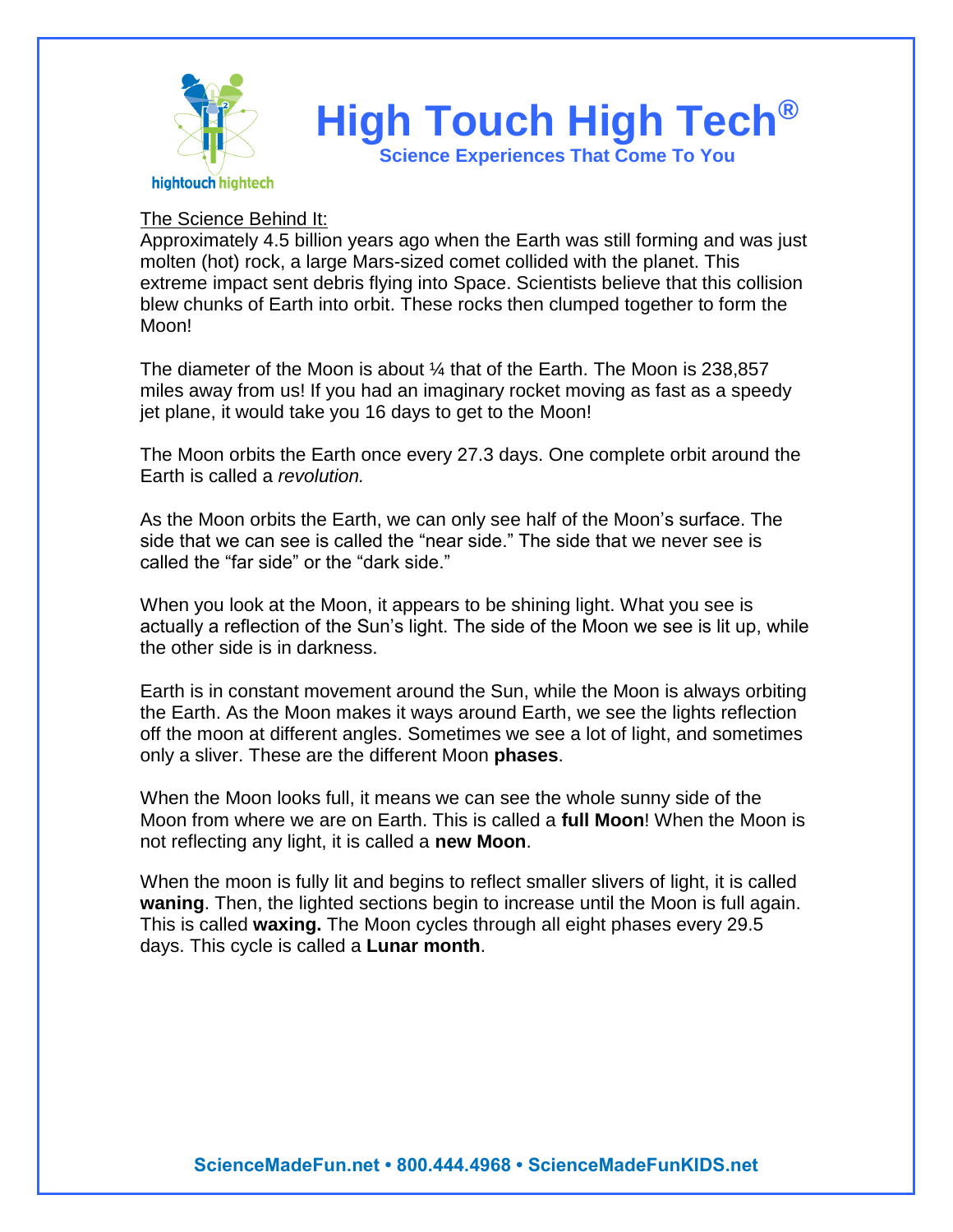# High Touch High Tech®

**Science Experiences That Come To You**

The Science Behind It:

Approximately 4.5 billion years ago when the Earth was still forming and was just molten (hot) rock, a large Mars-sized comet collided with the planet. This extreme impact sent debris flying into Space. Scientists believe that this collision blew chunks of Earth into orbit. These rocks then clumped together to form the Moon!

The diameter of the Moon is about ¼ that of the Earth. The Moon is 238,857 miles away from us! If you had an imaginary rocket moving as fast as a speedy jet plane, it would take you 16 days to get to the Moon!

The Moon orbits the Earth once every 27.3 days. One complete orbit around the Earth is called a *revolution.*

As the Moon orbits the Earth, we can only see half of the Moon's surface. The side that we can see is called the "near side." The side that we never see is called the "far side" or the "dark side."

When you look at the Moon, it appears to be shining light. What you see is actually a reflection of the Sun's light. The side of the Moon we see is lit up, while the other side is in darkness.

Earth is in constant movement around the Sun, while the Moon is always orbiting the Earth. As the Moon makes it ways around Earth, we see the lights reflection off the moon at different angles. Sometimes we see a lot of light, and sometimes only a sliver. These are the different Moon **phases**.

When the Moon looks full, it means we can see the whole sunny side of the Moon from where we are on Earth. This is called a **full Moon**! When the Moon is not reflecting any light, it is called a **new Moon**.

When the moon is fully lit and begins to reflect smaller slivers of light, it is called **waning**. Then, the lighted sections begin to increase until the Moon is full again. This is called **waxing.** The Moon cycles through all eight phases every 29.5 days. This cycle is called a **Lunar month**.

**ScienceMadeFun.net • 800.444.4968 • ScienceMadeFunKIDS.net**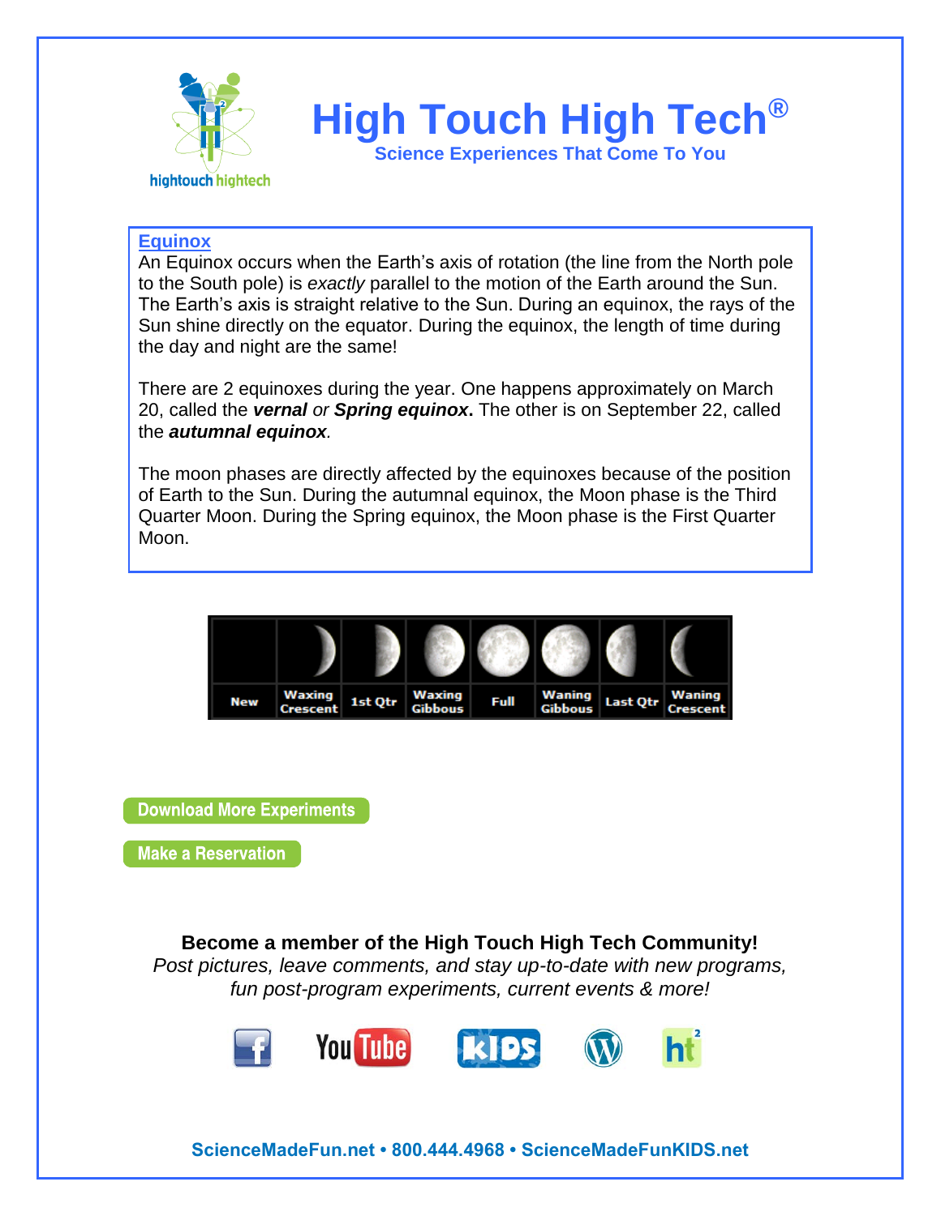# High Touch High Tech®

**Science Experiences That Come To You**

## Equinox

An Equinox occurs when the Earth's axis of rotation (the line from the North pole to the South pole) is *exactly* parallel to the motion of the Earth around the Sun. The Earth's axis is straight relative to the Sun. During an equinox, the rays of the Sun shine directly on the equator. During the equinox, the length of time during the day and night are the same!

There are 2 equinoxes during the year. One happens approximately on March 20, called the ***vernal*** *or* ***Spring equinox***. The other is on September 22, called the ***autumnal equinox****.*

The moon phases are directly affected by the equinoxes because of the position of Earth to the Sun. During the autumnal equinox, the Moon phase is the Third Quarter Moon. During the Spring equinox, the Moon phase is the First Quarter Moon.

New
Waxing Crescent
1st Qtr
Waxing Gibbous
Full
Waning Gibbous
Last Qtr
Waning Crescent

Download More Experiments

Make a Reservation

**Become a member of the High Touch High Tech Community!**

*Post pictures, leave comments, and stay up-to-date with new programs, fun post-program experiments, current events & more!*

**ScienceMadeFun.net • 800.444.4968 • ScienceMadeFunKIDS.net**